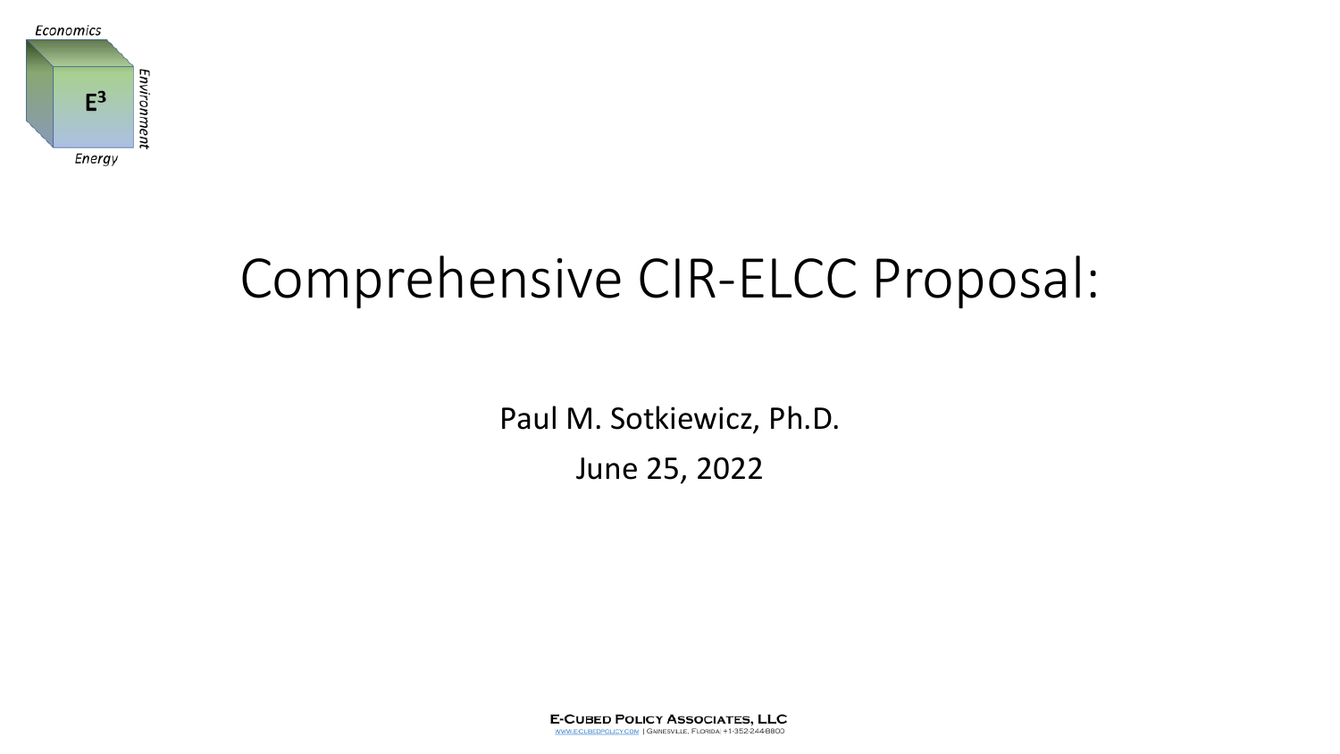Economics

$E^3$

Environment

Energy

# Comprehensive CIR-ELCC Proposal:

Paul M. Sotkiewicz, Ph.D.

June 25, 2022

**E-Cubed Policy Associates, LLC**

WWW.ECUBEDPOLICY.COM | Gainesville, Florida | +1-352-244-8800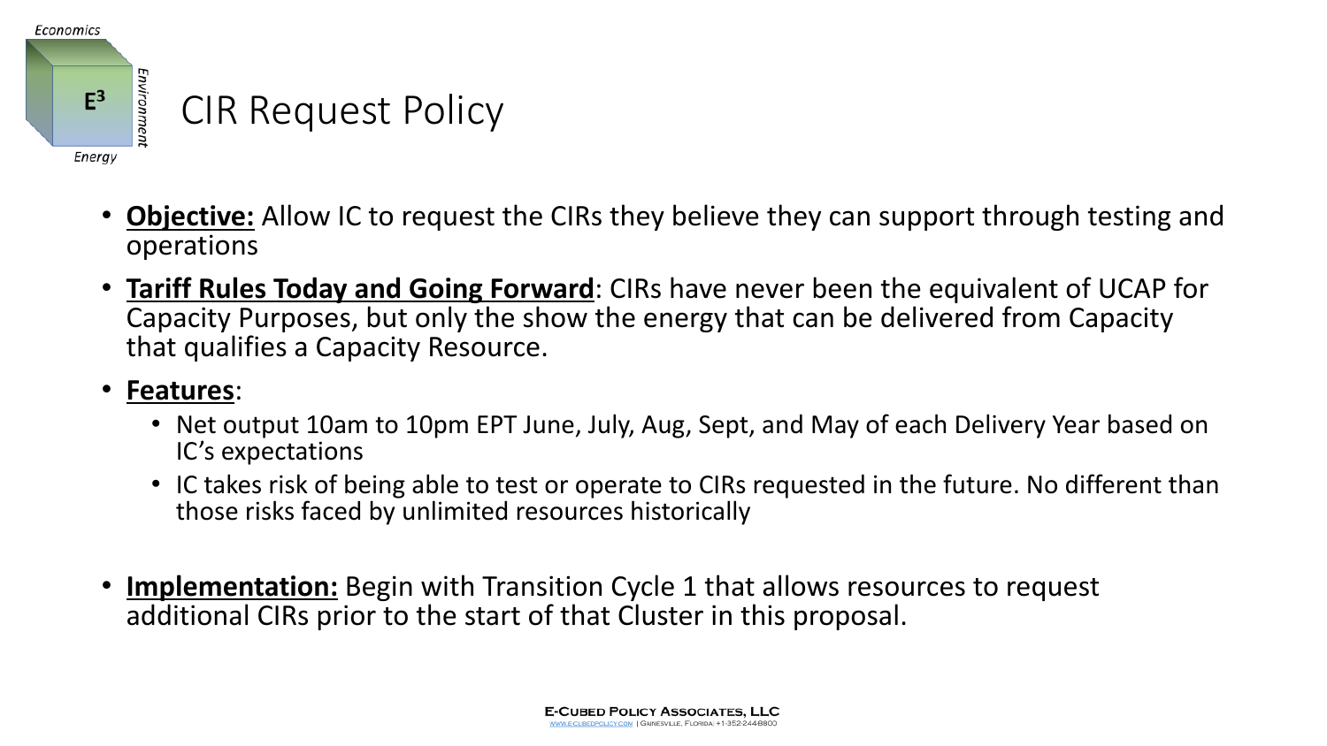# CIR Request Policy

- **Objective:** Allow IC to request the CIRs they believe they can support through testing and operations
- **Tariff Rules Today and Going Forward**: CIRs have never been the equivalent of UCAP for Capacity Purposes, but only the show the energy that can be delivered from Capacity that qualifies a Capacity Resource.
- **Features**:
  - Net output 10am to 10pm EPT June, July, Aug, Sept, and May of each Delivery Year based on IC's expectations
  - IC takes risk of being able to test or operate to CIRs requested in the future. No different than those risks faced by unlimited resources historically
- **Implementation:** Begin with Transition Cycle 1 that allows resources to request additional CIRs prior to the start of that Cluster in this proposal.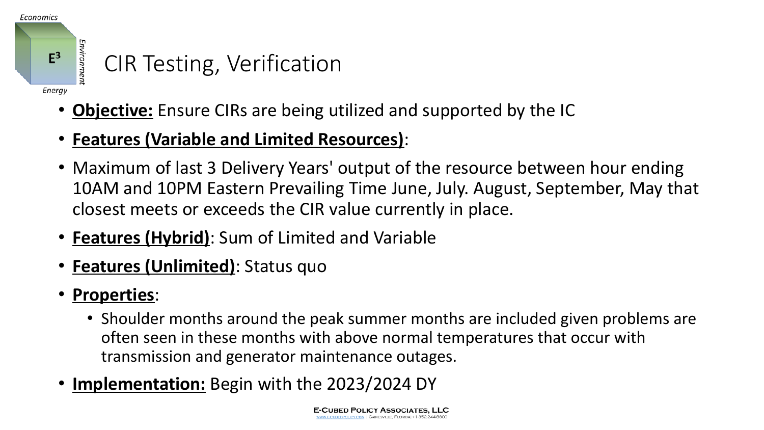# CIR Testing, Verification

- **Objective:** Ensure CIRs are being utilized and supported by the IC
- **Features (Variable and Limited Resources)**:
- Maximum of last 3 Delivery Years' output of the resource between hour ending 10AM and 10PM Eastern Prevailing Time June, July. August, September, May that closest meets or exceeds the CIR value currently in place.
- **Features (Hybrid)**: Sum of Limited and Variable
- **Features (Unlimited)**: Status quo
- **Properties**:
  - Shoulder months around the peak summer months are included given problems are often seen in these months with above normal temperatures that occur with transmission and generator maintenance outages.
- **Implementation:** Begin with the 2023/2024 DY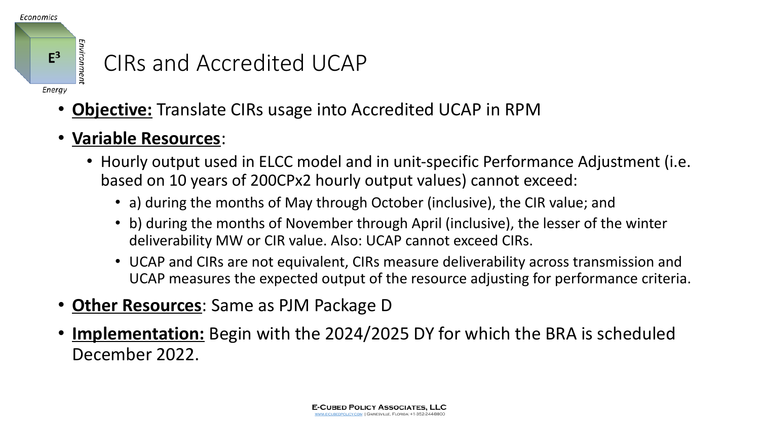# CIRs and Accredited UCAP

- **Objective:** Translate CIRs usage into Accredited UCAP in RPM
- **Variable Resources**:
  - Hourly output used in ELCC model and in unit-specific Performance Adjustment (i.e. based on 10 years of 200CPx2 hourly output values) cannot exceed:
    - a) during the months of May through October (inclusive), the CIR value; and
    - b) during the months of November through April (inclusive), the lesser of the winter deliverability MW or CIR value. Also: UCAP cannot exceed CIRs.
    - UCAP and CIRs are not equivalent, CIRs measure deliverability across transmission and UCAP measures the expected output of the resource adjusting for performance criteria.
- **Other Resources**: Same as PJM Package D
- **Implementation:** Begin with the 2024/2025 DY for which the BRA is scheduled December 2022.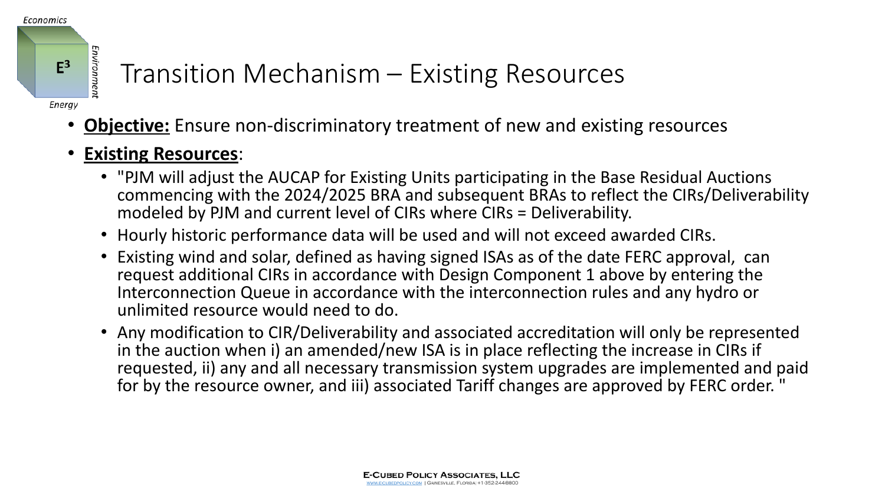# Transition Mechanism – Existing Resources

- **Objective:** Ensure non-discriminatory treatment of new and existing resources
- **Existing Resources**:
  - "PJM will adjust the AUCAP for Existing Units participating in the Base Residual Auctions commencing with the 2024/2025 BRA and subsequent BRAs to reflect the CIRs/Deliverability modeled by PJM and current level of CIRs where CIRs = Deliverability.
  - Hourly historic performance data will be used and will not exceed awarded CIRs.
  - Existing wind and solar, defined as having signed ISAs as of the date FERC approval, can request additional CIRs in accordance with Design Component 1 above by entering the Interconnection Queue in accordance with the interconnection rules and any hydro or unlimited resource would need to do.
  - Any modification to CIR/Deliverability and associated accreditation will only be represented in the auction when i) an amended/new ISA is in place reflecting the increase in CIRs if requested, ii) any and all necessary transmission system upgrades are implemented and paid for by the resource owner, and iii) associated Tariff changes are approved by FERC order. "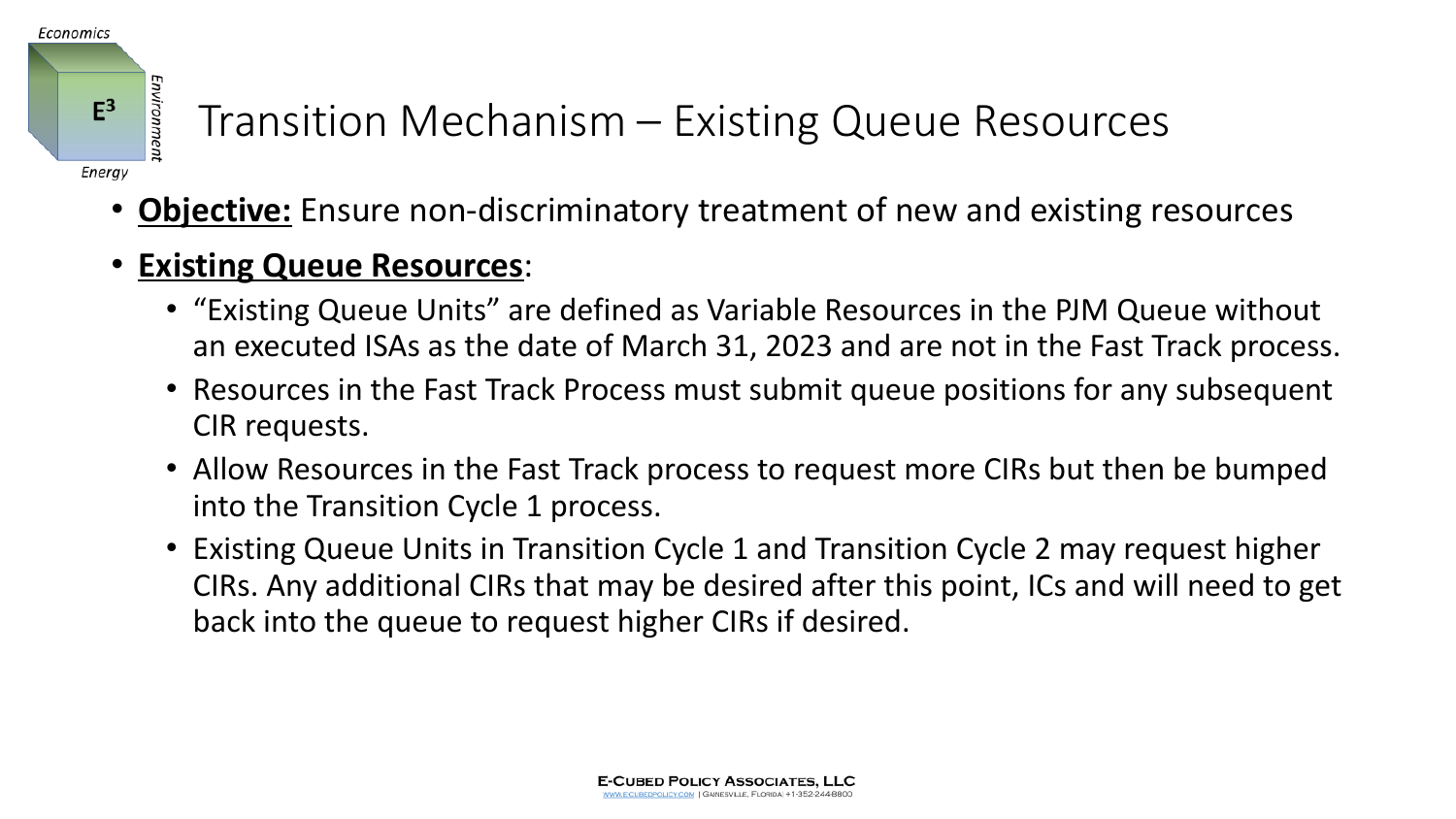# Transition Mechanism – Existing Queue Resources

- **Objective:** Ensure non-discriminatory treatment of new and existing resources
- **Existing Queue Resources**:
  - "Existing Queue Units" are defined as Variable Resources in the PJM Queue without an executed ISAs as the date of March 31, 2023 and are not in the Fast Track process.
  - Resources in the Fast Track Process must submit queue positions for any subsequent CIR requests.
  - Allow Resources in the Fast Track process to request more CIRs but then be bumped into the Transition Cycle 1 process.
  - Existing Queue Units in Transition Cycle 1 and Transition Cycle 2 may request higher CIRs. Any additional CIRs that may be desired after this point, ICs and will need to get back into the queue to request higher CIRs if desired.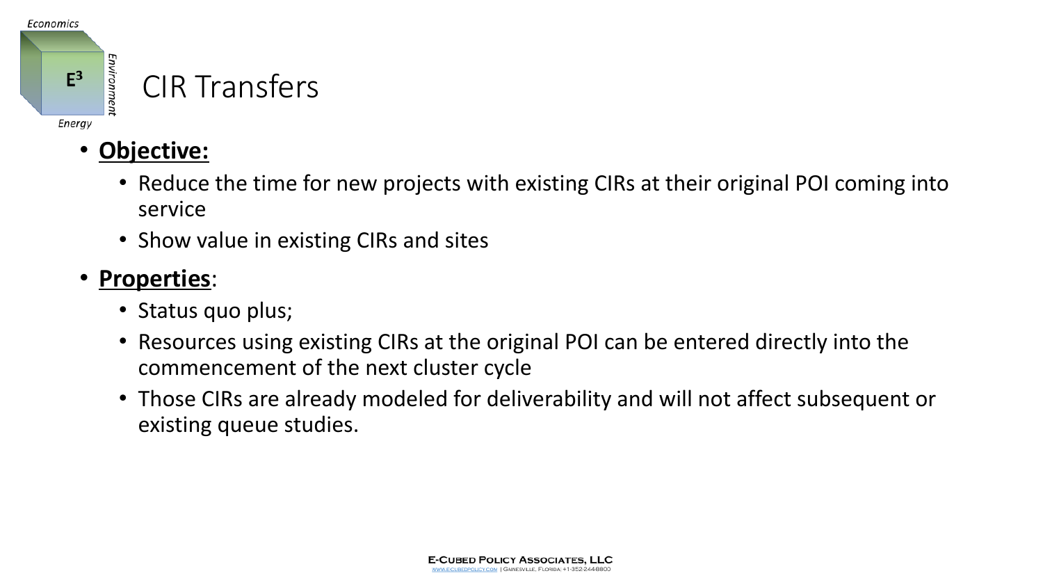# CIR Transfers

- **Objective:**
  - Reduce the time for new projects with existing CIRs at their original POI coming into service
  - Show value in existing CIRs and sites
- **Properties**:
  - Status quo plus;
  - Resources using existing CIRs at the original POI can be entered directly into the commencement of the next cluster cycle
  - Those CIRs are already modeled for deliverability and will not affect subsequent or existing queue studies.